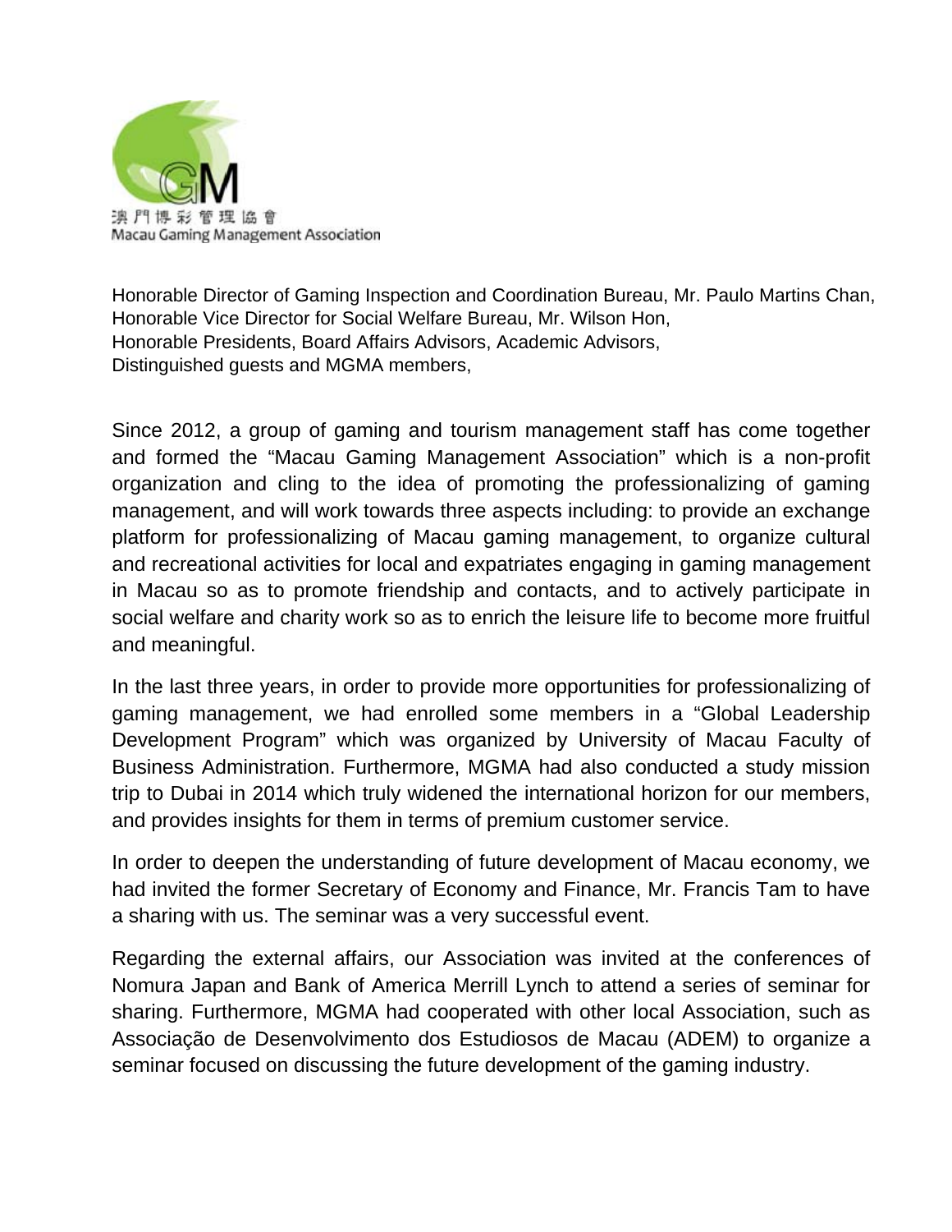澳門博彩管理協會
Macau Gaming Management Association

Honorable Director of Gaming Inspection and Coordination Bureau, Mr. Paulo Martins Chan,
Honorable Vice Director for Social Welfare Bureau, Mr. Wilson Hon,
Honorable Presidents, Board Affairs Advisors, Academic Advisors,
Distinguished guests and MGMA members,

Since 2012, a group of gaming and tourism management staff has come together and formed the "Macau Gaming Management Association" which is a non-profit organization and cling to the idea of promoting the professionalizing of gaming management, and will work towards three aspects including: to provide an exchange platform for professionalizing of Macau gaming management, to organize cultural and recreational activities for local and expatriates engaging in gaming management in Macau so as to promote friendship and contacts, and to actively participate in social welfare and charity work so as to enrich the leisure life to become more fruitful and meaningful.

In the last three years, in order to provide more opportunities for professionalizing of gaming management, we had enrolled some members in a "Global Leadership Development Program" which was organized by University of Macau Faculty of Business Administration. Furthermore, MGMA had also conducted a study mission trip to Dubai in 2014 which truly widened the international horizon for our members, and provides insights for them in terms of premium customer service.

In order to deepen the understanding of future development of Macau economy, we had invited the former Secretary of Economy and Finance, Mr. Francis Tam to have a sharing with us. The seminar was a very successful event.

Regarding the external affairs, our Association was invited at the conferences of Nomura Japan and Bank of America Merrill Lynch to attend a series of seminar for sharing. Furthermore, MGMA had cooperated with other local Association, such as Associação de Desenvolvimento dos Estudiosos de Macau (ADEM) to organize a seminar focused on discussing the future development of the gaming industry.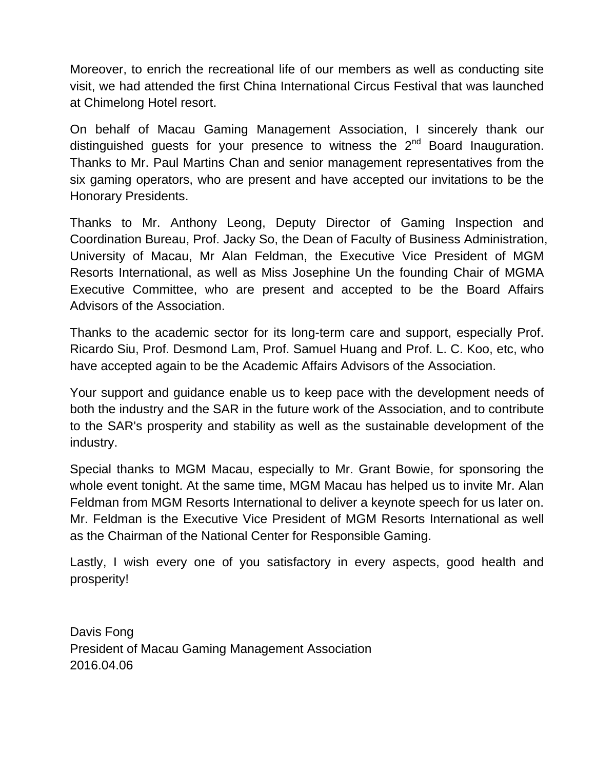Moreover, to enrich the recreational life of our members as well as conducting site visit, we had attended the first China International Circus Festival that was launched at Chimelong Hotel resort.

On behalf of Macau Gaming Management Association, I sincerely thank our distinguished guests for your presence to witness the 2nd Board Inauguration. Thanks to Mr. Paul Martins Chan and senior management representatives from the six gaming operators, who are present and have accepted our invitations to be the Honorary Presidents.

Thanks to Mr. Anthony Leong, Deputy Director of Gaming Inspection and Coordination Bureau, Prof. Jacky So, the Dean of Faculty of Business Administration, University of Macau, Mr Alan Feldman, the Executive Vice President of MGM Resorts International, as well as Miss Josephine Un the founding Chair of MGMA Executive Committee, who are present and accepted to be the Board Affairs Advisors of the Association.

Thanks to the academic sector for its long-term care and support, especially Prof. Ricardo Siu, Prof. Desmond Lam, Prof. Samuel Huang and Prof. L. C. Koo, etc, who have accepted again to be the Academic Affairs Advisors of the Association.

Your support and guidance enable us to keep pace with the development needs of both the industry and the SAR in the future work of the Association, and to contribute to the SAR's prosperity and stability as well as the sustainable development of the industry.

Special thanks to MGM Macau, especially to Mr. Grant Bowie, for sponsoring the whole event tonight. At the same time, MGM Macau has helped us to invite Mr. Alan Feldman from MGM Resorts International to deliver a keynote speech for us later on. Mr. Feldman is the Executive Vice President of MGM Resorts International as well as the Chairman of the National Center for Responsible Gaming.

Lastly, I wish every one of you satisfactory in every aspects, good health and prosperity!

Davis Fong
President of Macau Gaming Management Association
2016.04.06